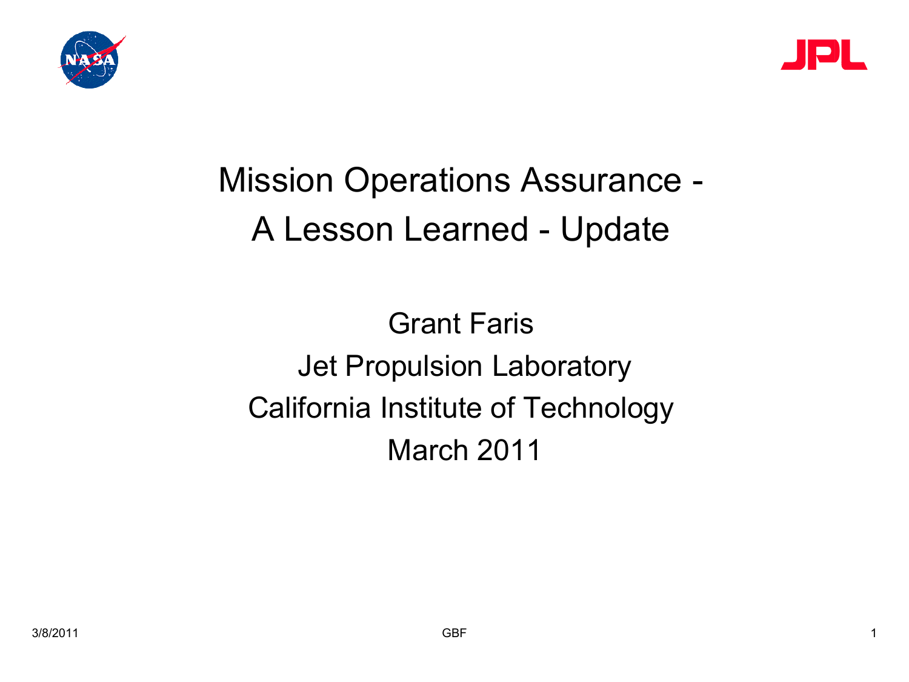# Mission Operations Assurance - A Lesson Learned - Update

Grant Faris

Jet Propulsion Laboratory

California Institute of Technology

March 2011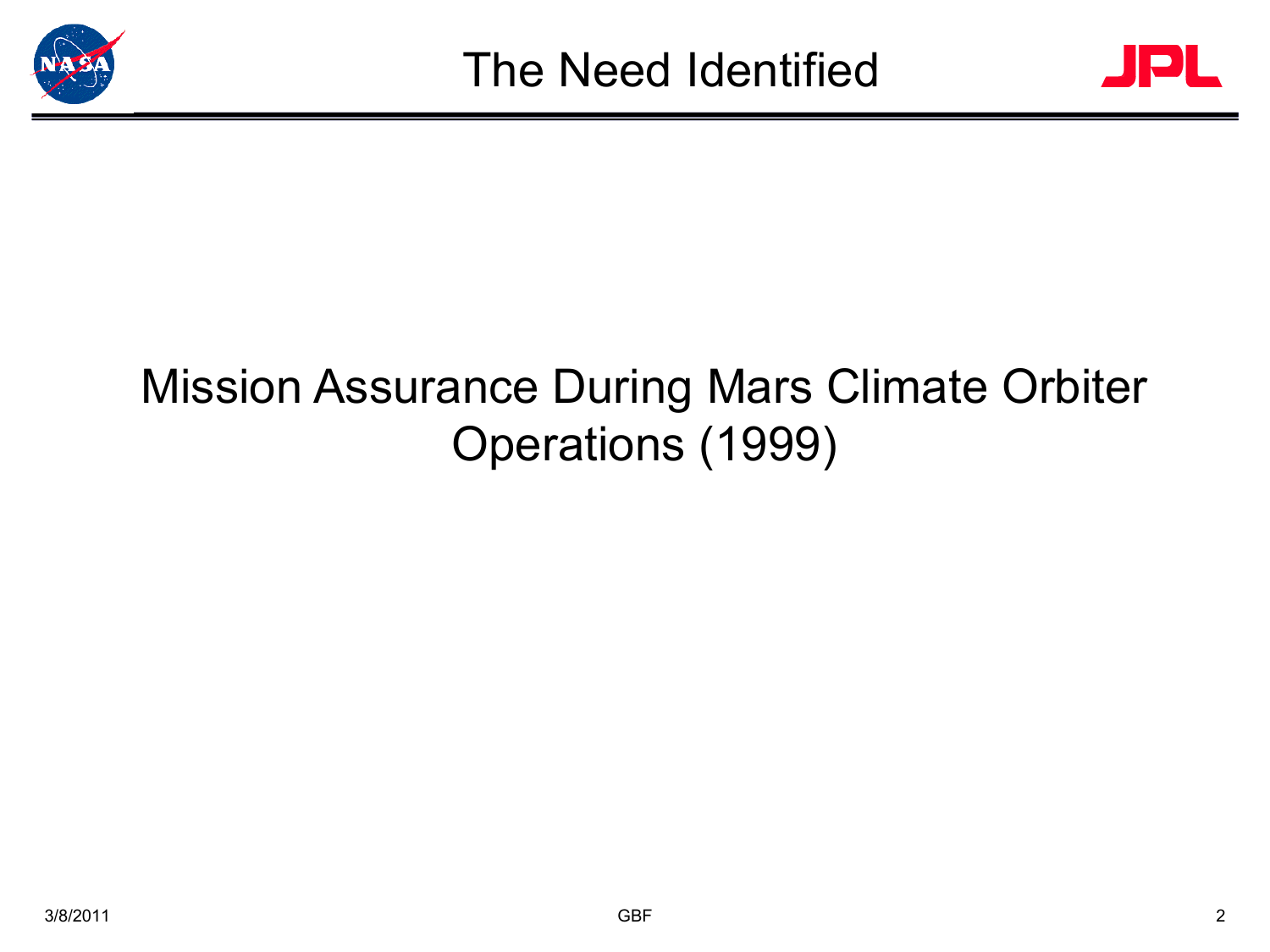# The Need Identified

Mission Assurance During Mars Climate Orbiter Operations (1999)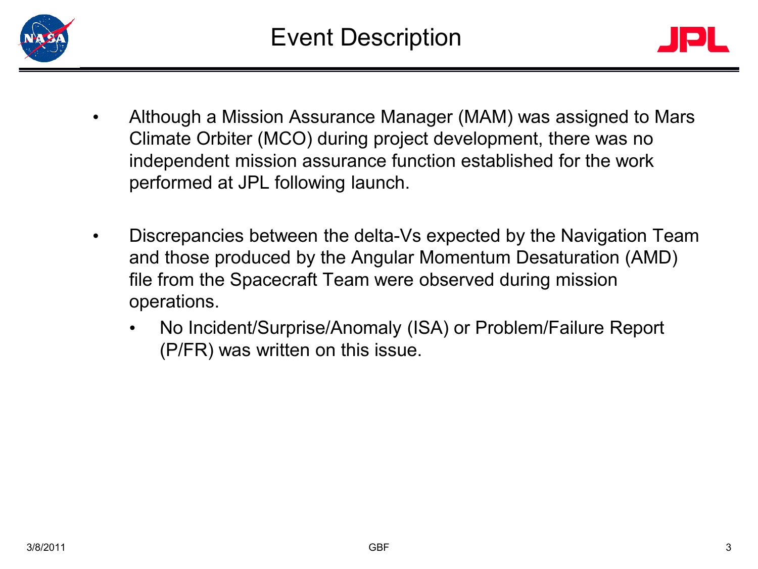# Event Description

- Although a Mission Assurance Manager (MAM) was assigned to Mars Climate Orbiter (MCO) during project development, there was no independent mission assurance function established for the work performed at JPL following launch.

- Discrepancies between the delta-Vs expected by the Navigation Team and those produced by the Angular Momentum Desaturation (AMD) file from the Spacecraft Team were observed during mission operations.
  - No Incident/Surprise/Anomaly (ISA) or Problem/Failure Report (P/FR) was written on this issue.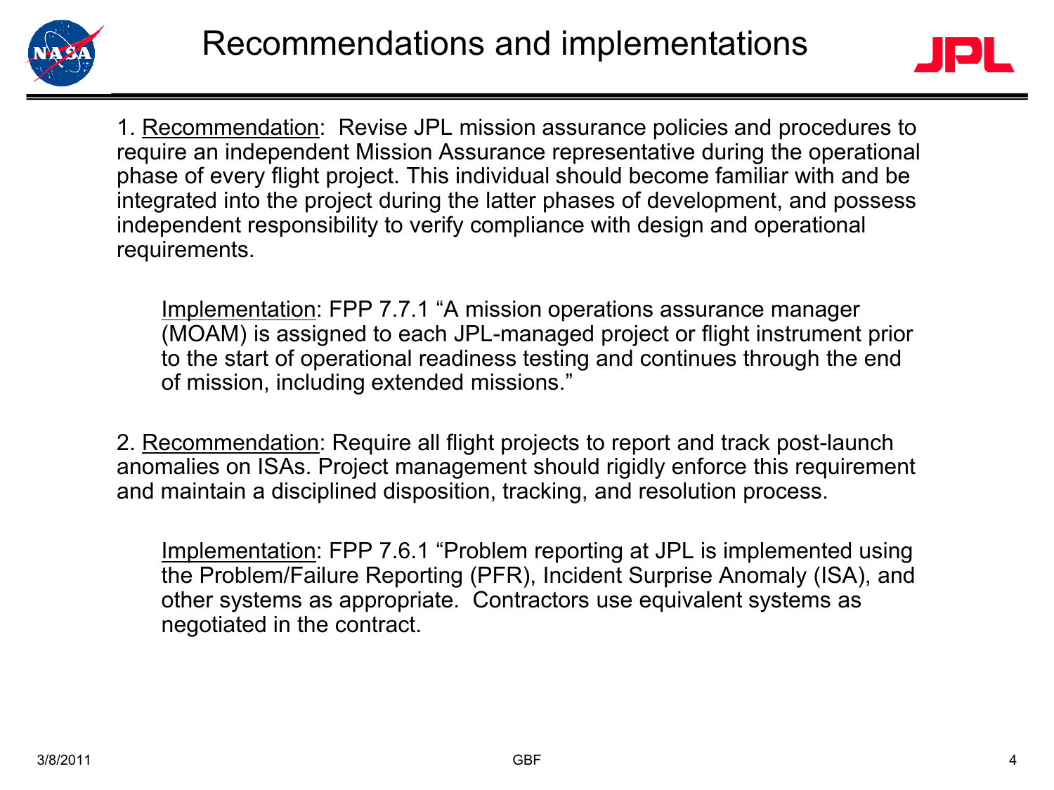# Recommendations and implementations

1. Recommendation: Revise JPL mission assurance policies and procedures to require an independent Mission Assurance representative during the operational phase of every flight project. This individual should become familiar with and be integrated into the project during the latter phases of development, and possess independent responsibility to verify compliance with design and operational requirements.

   Implementation: FPP 7.7.1 "A mission operations assurance manager (MOAM) is assigned to each JPL-managed project or flight instrument prior to the start of operational readiness testing and continues through the end of mission, including extended missions."

2. Recommendation: Require all flight projects to report and track post-launch anomalies on ISAs. Project management should rigidly enforce this requirement and maintain a disciplined disposition, tracking, and resolution process.

   Implementation: FPP 7.6.1 "Problem reporting at JPL is implemented using the Problem/Failure Reporting (PFR), Incident Surprise Anomaly (ISA), and other systems as appropriate. Contractors use equivalent systems as negotiated in the contract.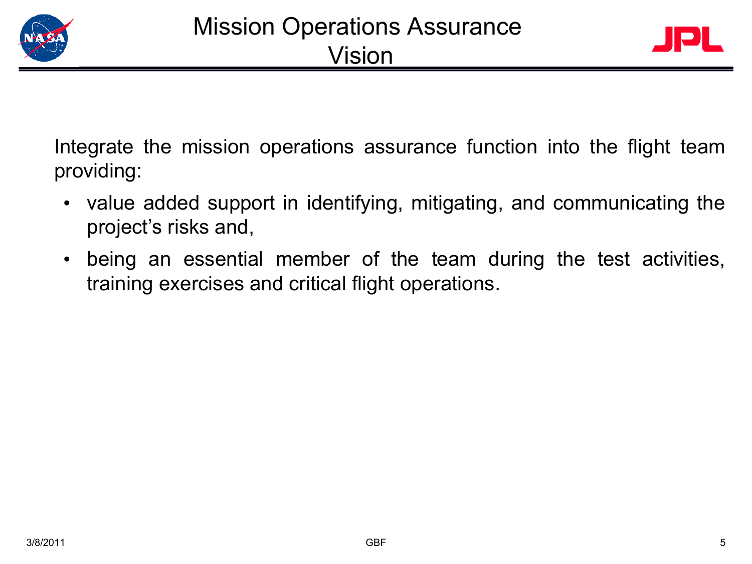# Mission Operations Assurance Vision

Integrate the mission operations assurance function into the flight team providing:

- value added support in identifying, mitigating, and communicating the project's risks and,
- being an essential member of the team during the test activities, training exercises and critical flight operations.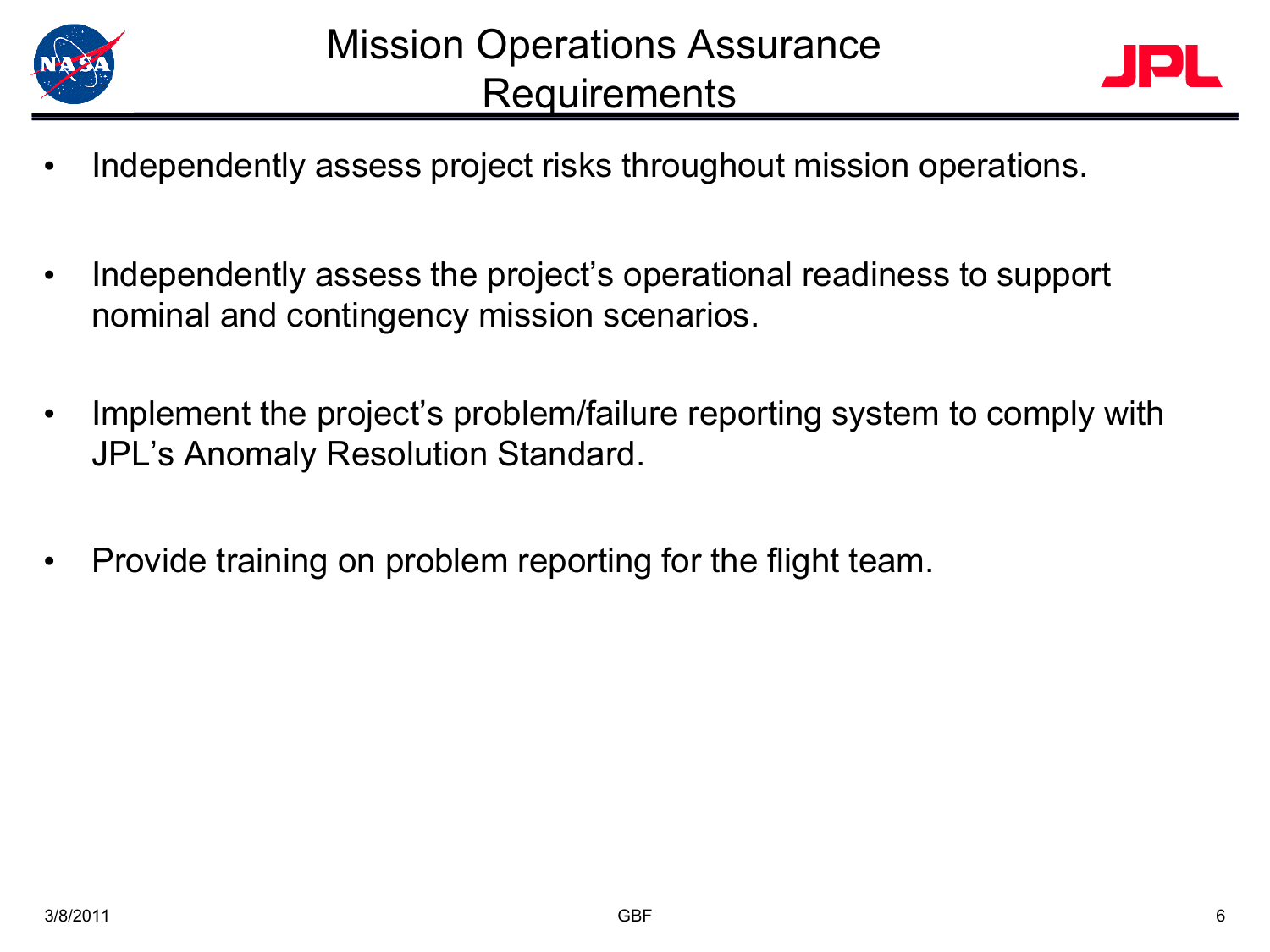# Mission Operations Assurance Requirements

- Independently assess project risks throughout mission operations.
- Independently assess the project's operational readiness to support nominal and contingency mission scenarios.
- Implement the project's problem/failure reporting system to comply with JPL's Anomaly Resolution Standard.
- Provide training on problem reporting for the flight team.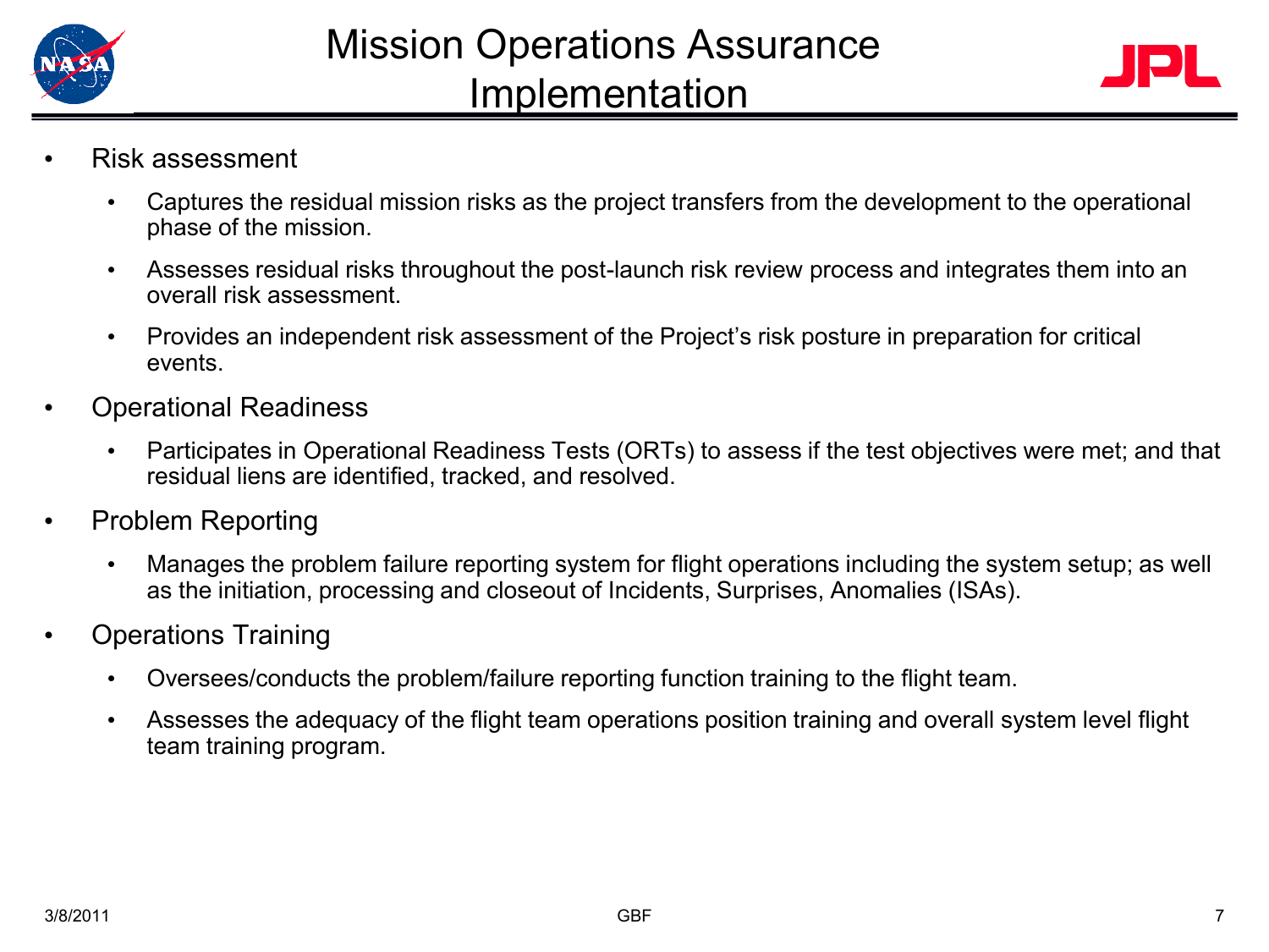# Mission Operations Assurance Implementation

- Risk assessment
  - Captures the residual mission risks as the project transfers from the development to the operational phase of the mission.
  - Assesses residual risks throughout the post-launch risk review process and integrates them into an overall risk assessment.
  - Provides an independent risk assessment of the Project's risk posture in preparation for critical events.
- Operational Readiness
  - Participates in Operational Readiness Tests (ORTs) to assess if the test objectives were met; and that residual liens are identified, tracked, and resolved.
- Problem Reporting
  - Manages the problem failure reporting system for flight operations including the system setup; as well as the initiation, processing and closeout of Incidents, Surprises, Anomalies (ISAs).
- Operations Training
  - Oversees/conducts the problem/failure reporting function training to the flight team.
  - Assesses the adequacy of the flight team operations position training and overall system level flight team training program.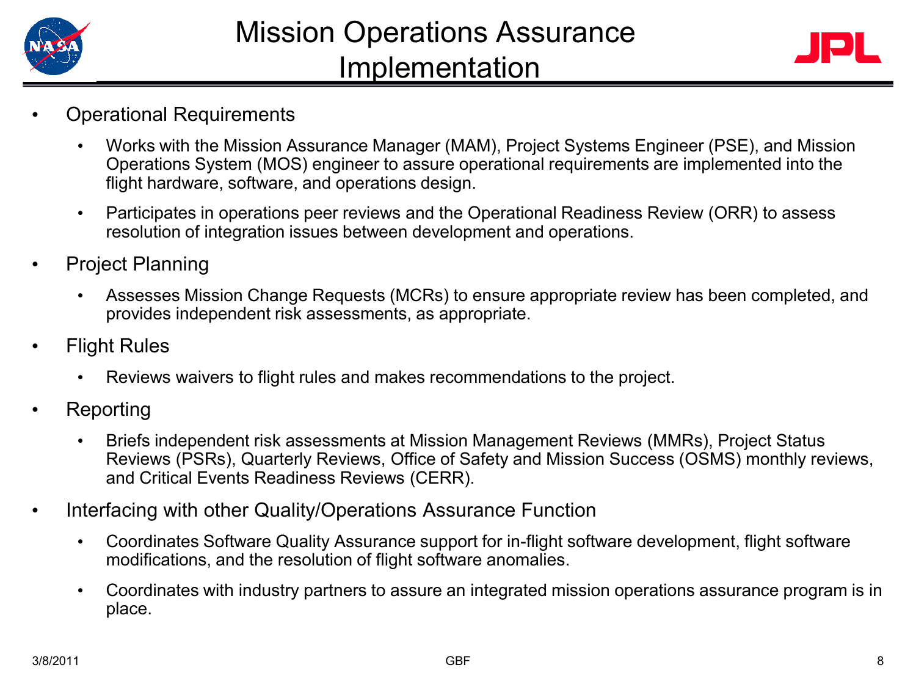# Mission Operations Assurance Implementation

- Operational Requirements
  - Works with the Mission Assurance Manager (MAM), Project Systems Engineer (PSE), and Mission Operations System (MOS) engineer to assure operational requirements are implemented into the flight hardware, software, and operations design.
  - Participates in operations peer reviews and the Operational Readiness Review (ORR) to assess resolution of integration issues between development and operations.
- Project Planning
  - Assesses Mission Change Requests (MCRs) to ensure appropriate review has been completed, and provides independent risk assessments, as appropriate.
- Flight Rules
  - Reviews waivers to flight rules and makes recommendations to the project.
- Reporting
  - Briefs independent risk assessments at Mission Management Reviews (MMRs), Project Status Reviews (PSRs), Quarterly Reviews, Office of Safety and Mission Success (OSMS) monthly reviews, and Critical Events Readiness Reviews (CERR).
- Interfacing with other Quality/Operations Assurance Function
  - Coordinates Software Quality Assurance support for in-flight software development, flight software modifications, and the resolution of flight software anomalies.
  - Coordinates with industry partners to assure an integrated mission operations assurance program is in place.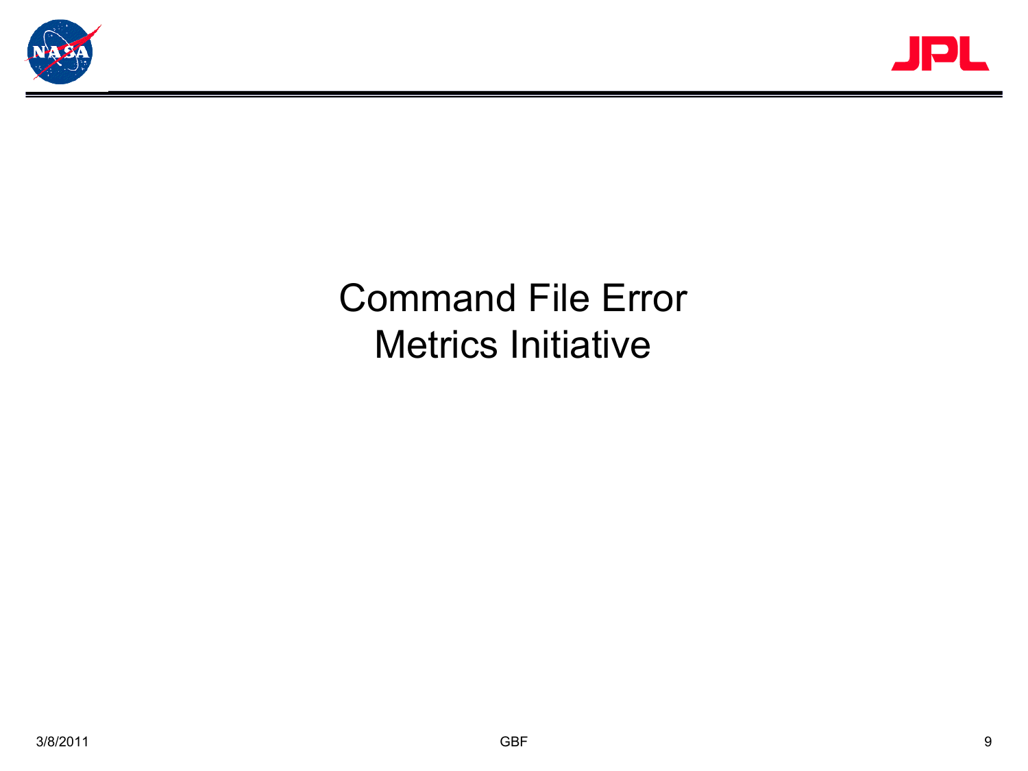# Command File Error Metrics Initiative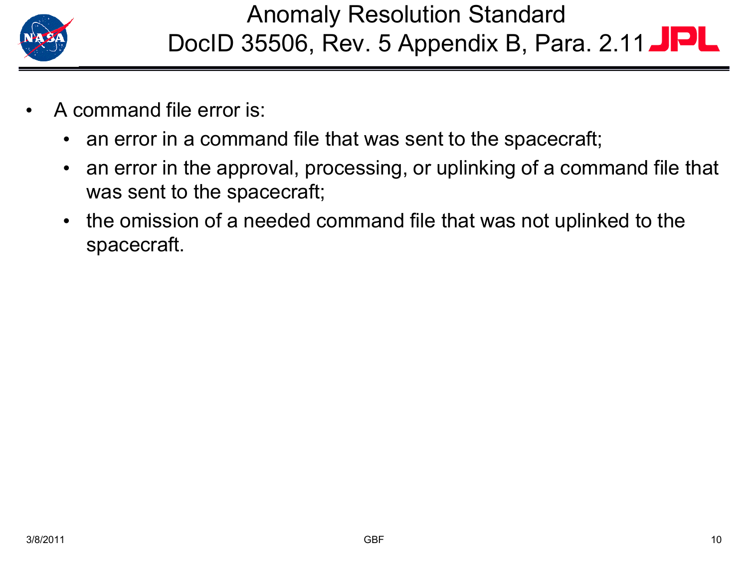# Anomaly Resolution Standard DocID 35506, Rev. 5 Appendix B, Para. 2.11

- A command file error is:
  - an error in a command file that was sent to the spacecraft;
  - an error in the approval, processing, or uplinking of a command file that was sent to the spacecraft;
  - the omission of a needed command file that was not uplinked to the spacecraft.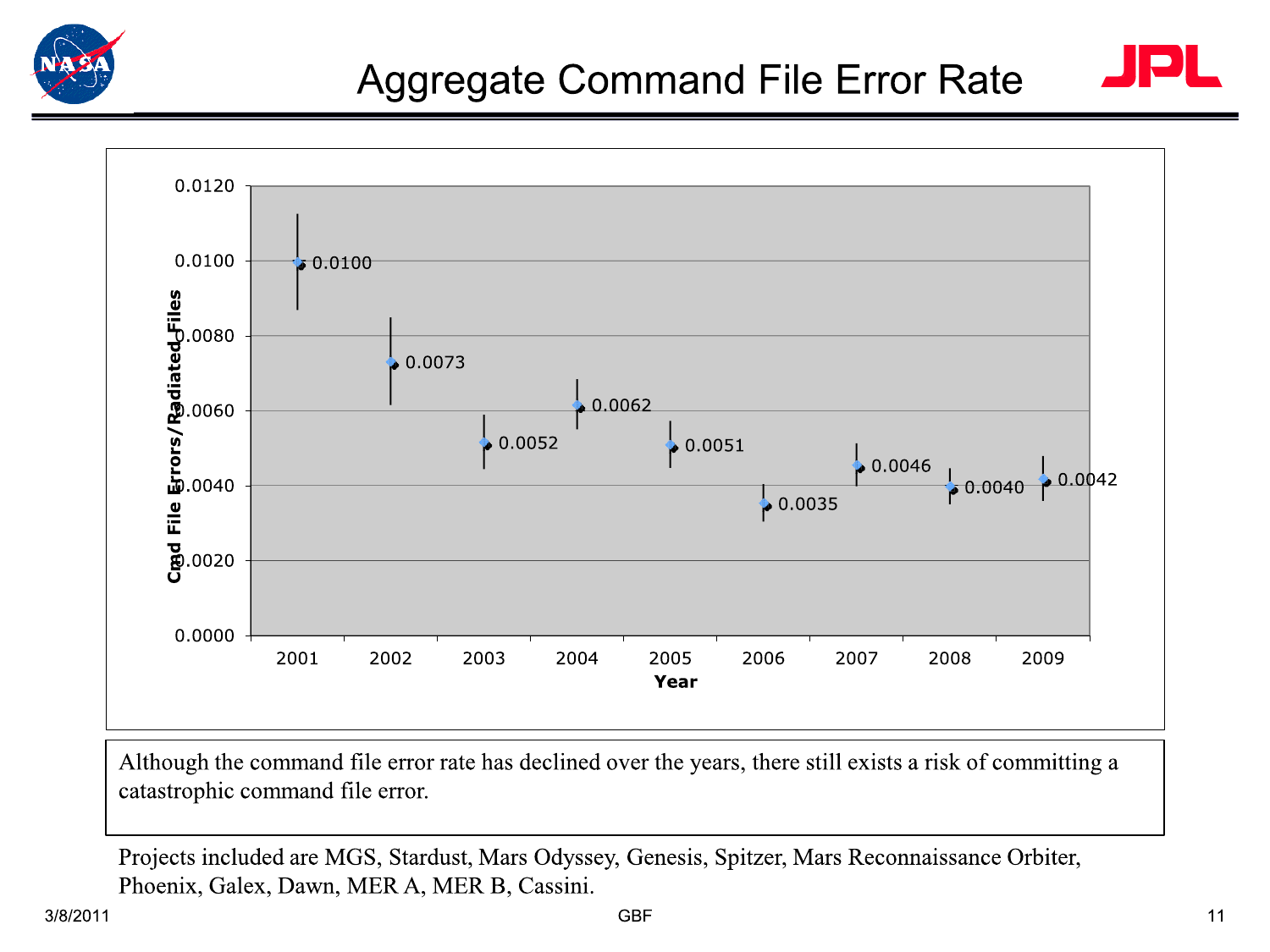# Aggregate Command File Error Rate

| Year | Cmd File Errors/Radiated Files |
|---|---|
| 2001 | 0.0100 |
| 2002 | 0.0073 |
| 2003 | 0.0052 |
| 2004 | 0.0062 |
| 2005 | 0.0051 |
| 2006 | 0.0035 |
| 2007 | 0.0046 |
| 2008 | 0.0040 |
| 2009 | 0.0042 |

Although the command file error rate has declined over the years, there still exists a risk of committing a catastrophic command file error.

Projects included are MGS, Stardust, Mars Odyssey, Genesis, Spitzer, Mars Reconnaissance Orbiter, Phoenix, Galex, Dawn, MER A, MER B, Cassini.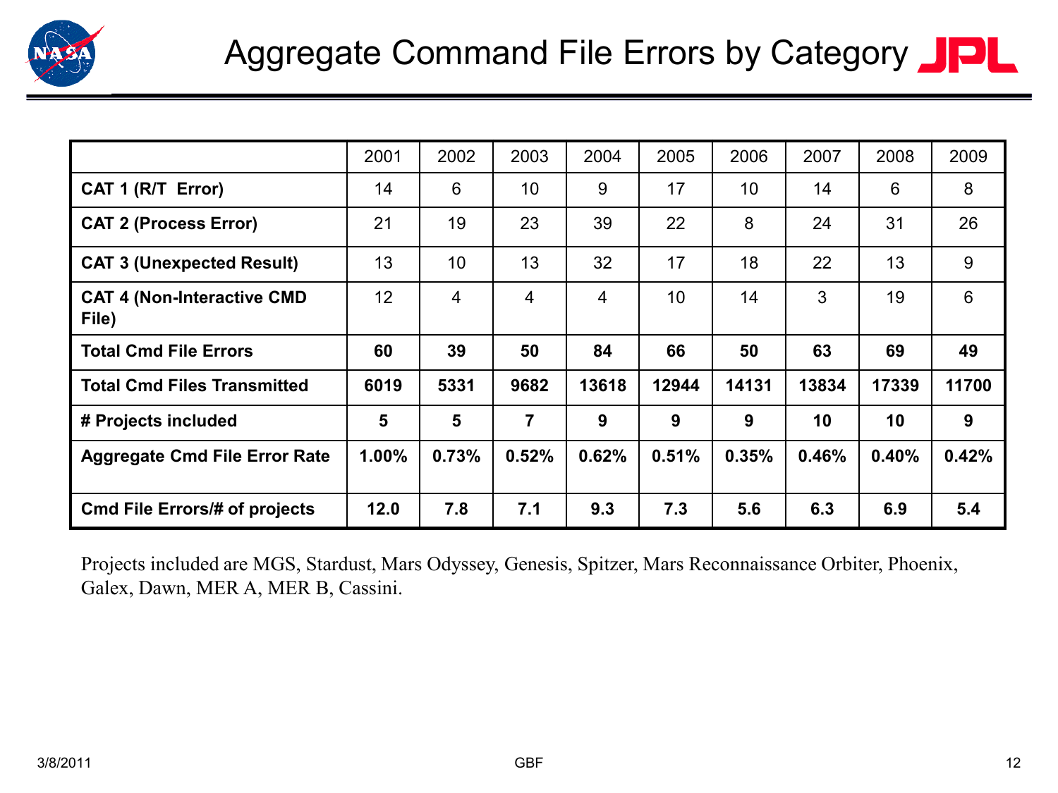# Aggregate Command File Errors by Category

| | 2001 | 2002 | 2003 | 2004 | 2005 | 2006 | 2007 | 2008 | 2009 |
|---|---|---|---|---|---|---|---|---|---|
| **CAT 1 (R/T Error)** | 14 | 6 | 10 | 9 | 17 | 10 | 14 | 6 | 8 |
| **CAT 2 (Process Error)** | 21 | 19 | 23 | 39 | 22 | 8 | 24 | 31 | 26 |
| **CAT 3 (Unexpected Result)** | 13 | 10 | 13 | 32 | 17 | 18 | 22 | 13 | 9 |
| **CAT 4 (Non-Interactive CMD File)** | 12 | 4 | 4 | 4 | 10 | 14 | 3 | 19 | 6 |
| **Total Cmd File Errors** | **60** | **39** | **50** | **84** | **66** | **50** | **63** | **69** | **49** |
| **Total Cmd Files Transmitted** | **6019** | **5331** | **9682** | **13618** | **12944** | **14131** | **13834** | **17339** | **11700** |
| **# Projects included** | **5** | **5** | **7** | **9** | **9** | **9** | **10** | **10** | **9** |
| **Aggregate Cmd File Error Rate** | **1.00%** | **0.73%** | **0.52%** | **0.62%** | **0.51%** | **0.35%** | **0.46%** | **0.40%** | **0.42%** |
| **Cmd File Errors/# of projects** | **12.0** | **7.8** | **7.1** | **9.3** | **7.3** | **5.6** | **6.3** | **6.9** | **5.4** |

Projects included are MGS, Stardust, Mars Odyssey, Genesis, Spitzer, Mars Reconnaissance Orbiter, Phoenix, Galex, Dawn, MER A, MER B, Cassini.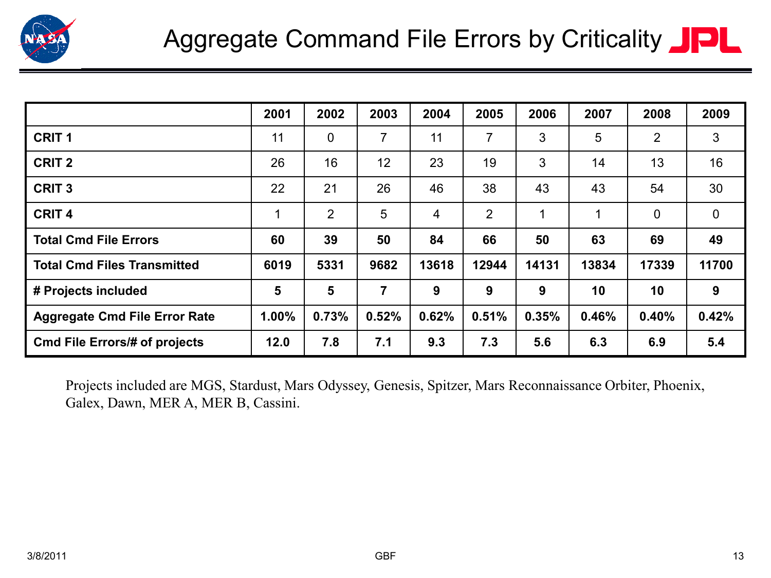# Aggregate Command File Errors by Criticality

| | 2001 | 2002 | 2003 | 2004 | 2005 | 2006 | 2007 | 2008 | 2009 |
|---|---|---|---|---|---|---|---|---|---|
| **CRIT 1** | 11 | 0 | 7 | 11 | 7 | 3 | 5 | 2 | 3 |
| **CRIT 2** | 26 | 16 | 12 | 23 | 19 | 3 | 14 | 13 | 16 |
| **CRIT 3** | 22 | 21 | 26 | 46 | 38 | 43 | 43 | 54 | 30 |
| **CRIT 4** | 1 | 2 | 5 | 4 | 2 | 1 | 1 | 0 | 0 |
| **Total Cmd File Errors** | **60** | **39** | **50** | **84** | **66** | **50** | **63** | **69** | **49** |
| **Total Cmd Files Transmitted** | **6019** | **5331** | **9682** | **13618** | **12944** | **14131** | **13834** | **17339** | **11700** |
| **# Projects included** | **5** | **5** | **7** | **9** | **9** | **9** | **10** | **10** | **9** |
| **Aggregate Cmd File Error Rate** | **1.00%** | **0.73%** | **0.52%** | **0.62%** | **0.51%** | **0.35%** | **0.46%** | **0.40%** | **0.42%** |
| **Cmd File Errors/# of projects** | **12.0** | **7.8** | **7.1** | **9.3** | **7.3** | **5.6** | **6.3** | **6.9** | **5.4** |

Projects included are MGS, Stardust, Mars Odyssey, Genesis, Spitzer, Mars Reconnaissance Orbiter, Phoenix, Galex, Dawn, MER A, MER B, Cassini.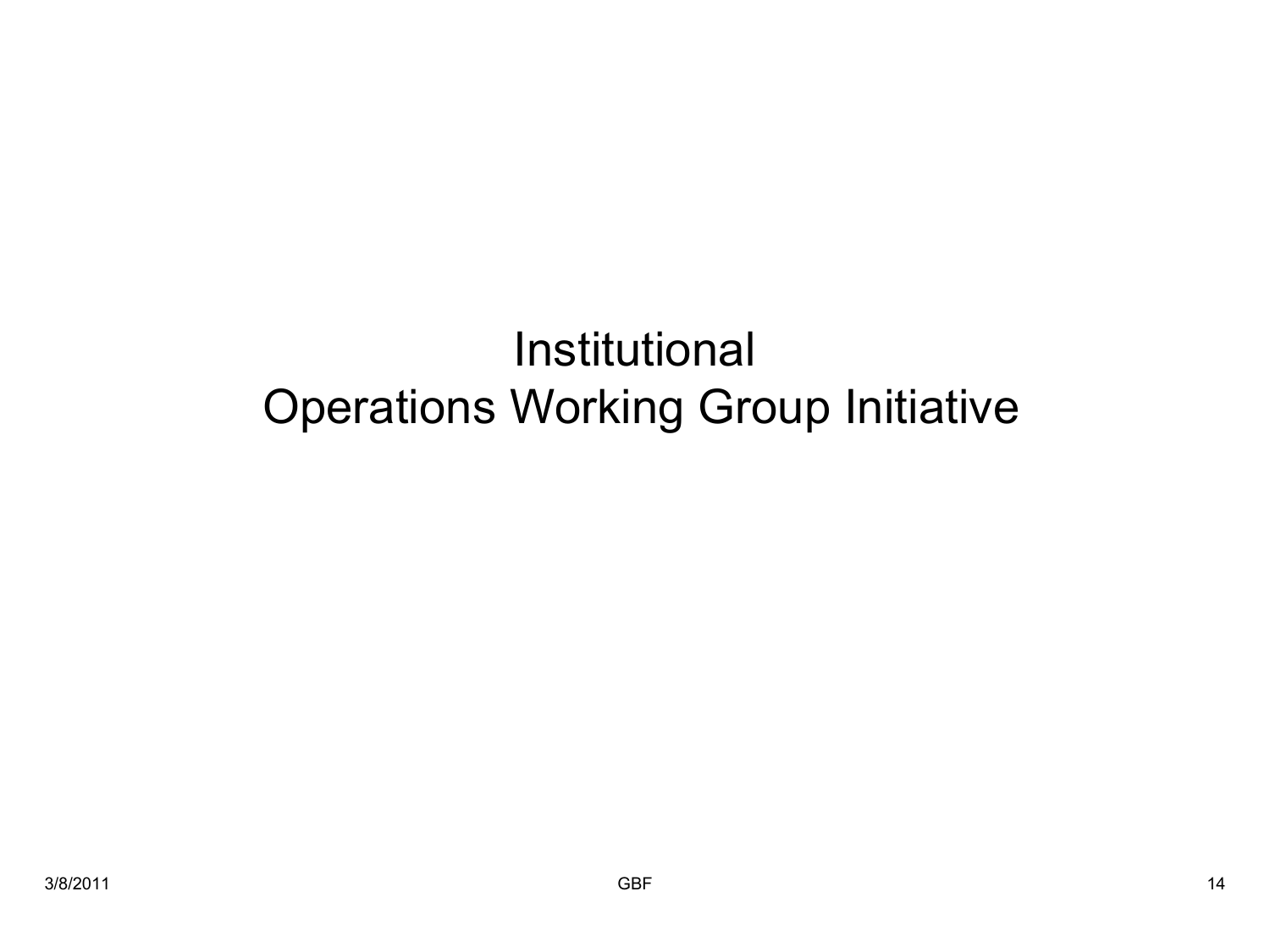# Institutional
# Operations Working Group Initiative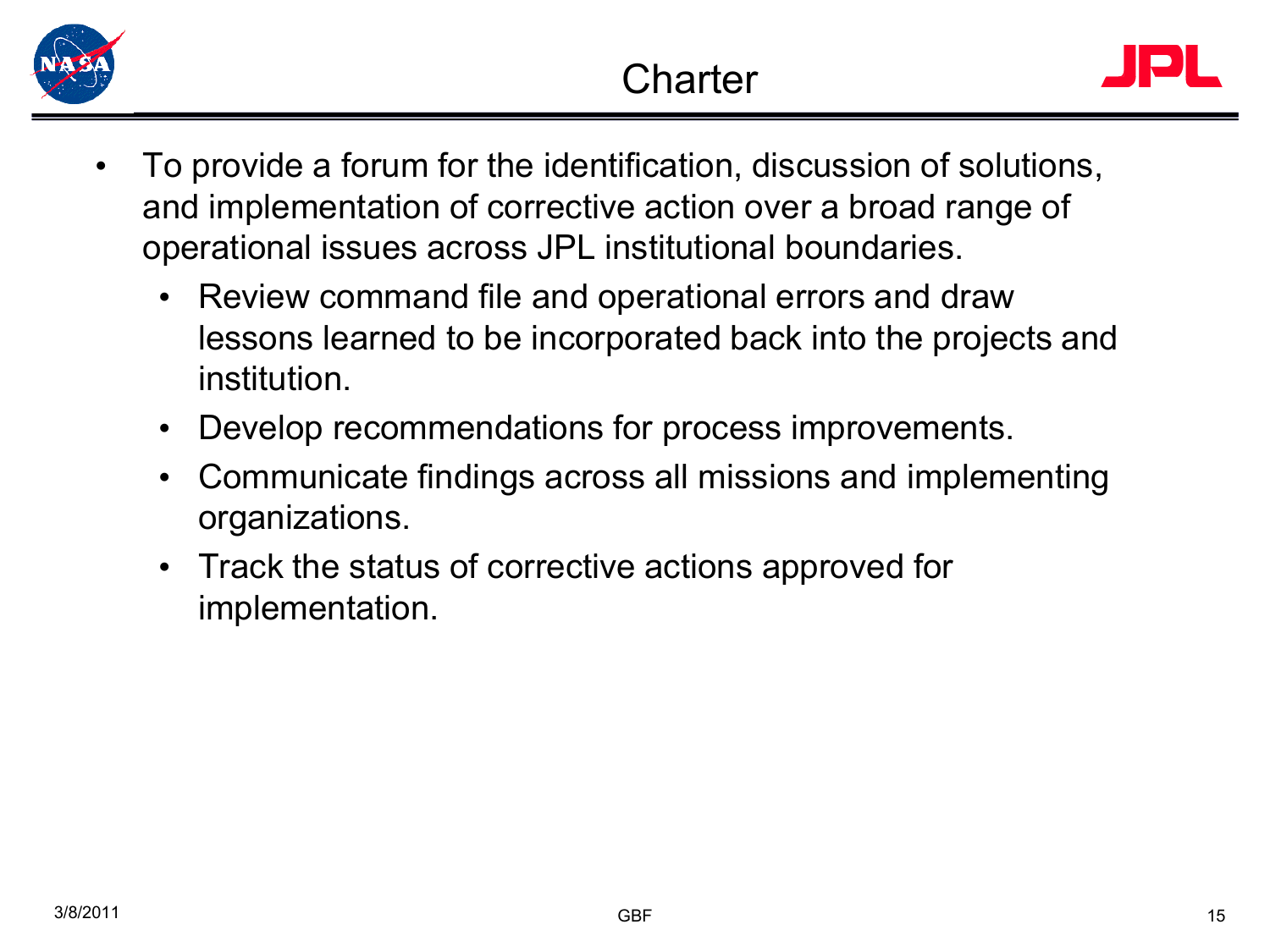# Charter

- To provide a forum for the identification, discussion of solutions, and implementation of corrective action over a broad range of operational issues across JPL institutional boundaries.
  - Review command file and operational errors and draw lessons learned to be incorporated back into the projects and institution.
  - Develop recommendations for process improvements.
  - Communicate findings across all missions and implementing organizations.
  - Track the status of corrective actions approved for implementation.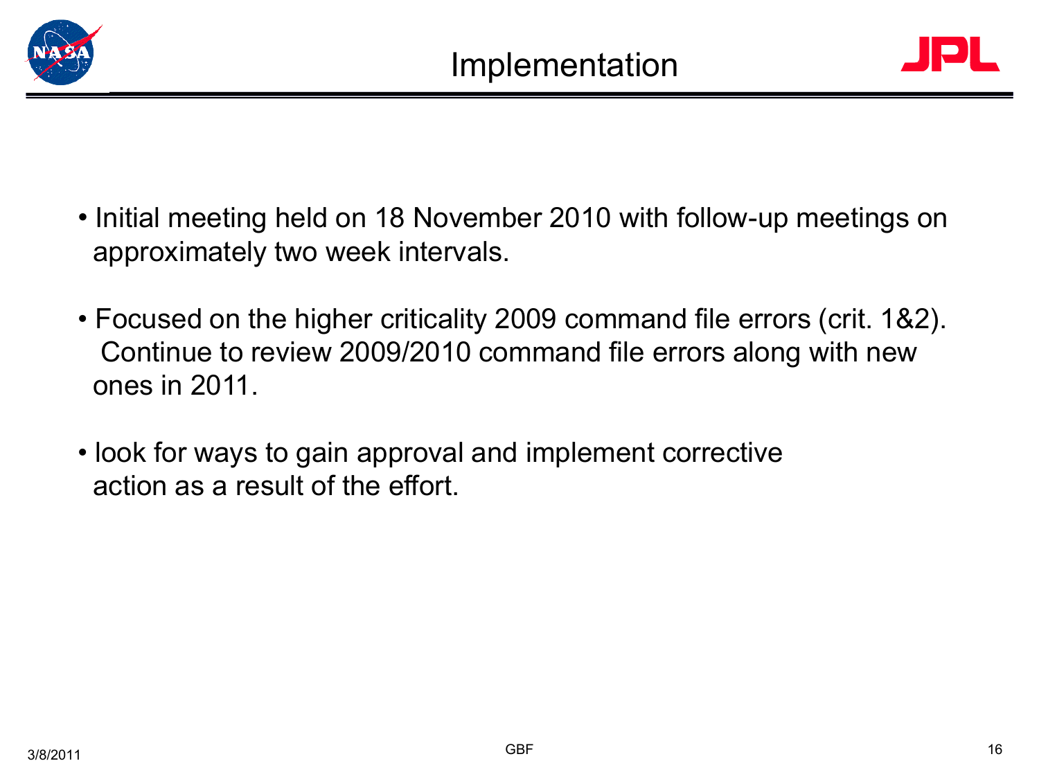# Implementation

- Initial meeting held on 18 November 2010 with follow-up meetings on approximately two week intervals.

- Focused on the higher criticality 2009 command file errors (crit. 1&2). Continue to review 2009/2010 command file errors along with new ones in 2011.

- look for ways to gain approval and implement corrective action as a result of the effort.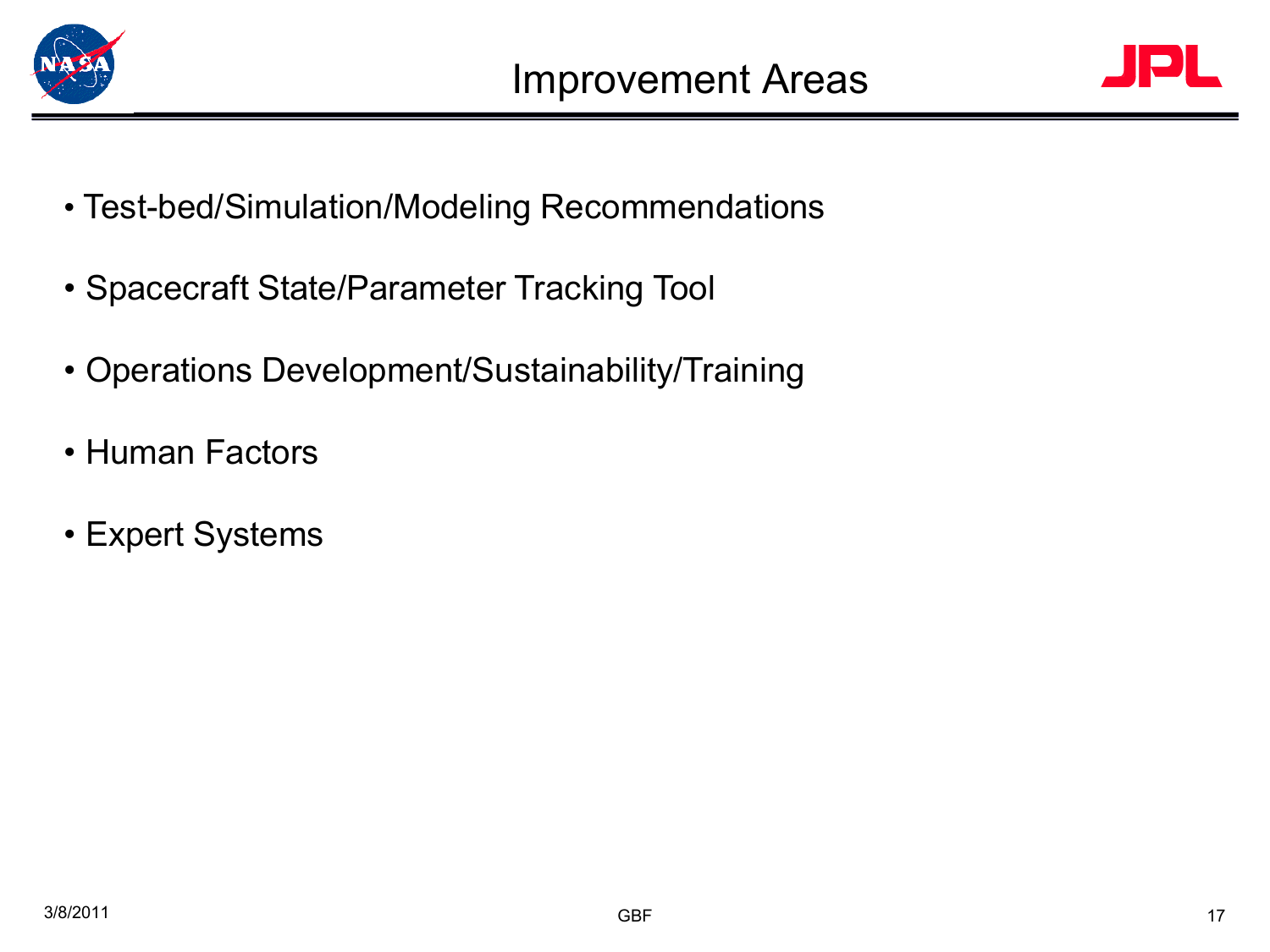# Improvement Areas

- Test-bed/Simulation/Modeling Recommendations
- Spacecraft State/Parameter Tracking Tool
- Operations Development/Sustainability/Training
- Human Factors
- Expert Systems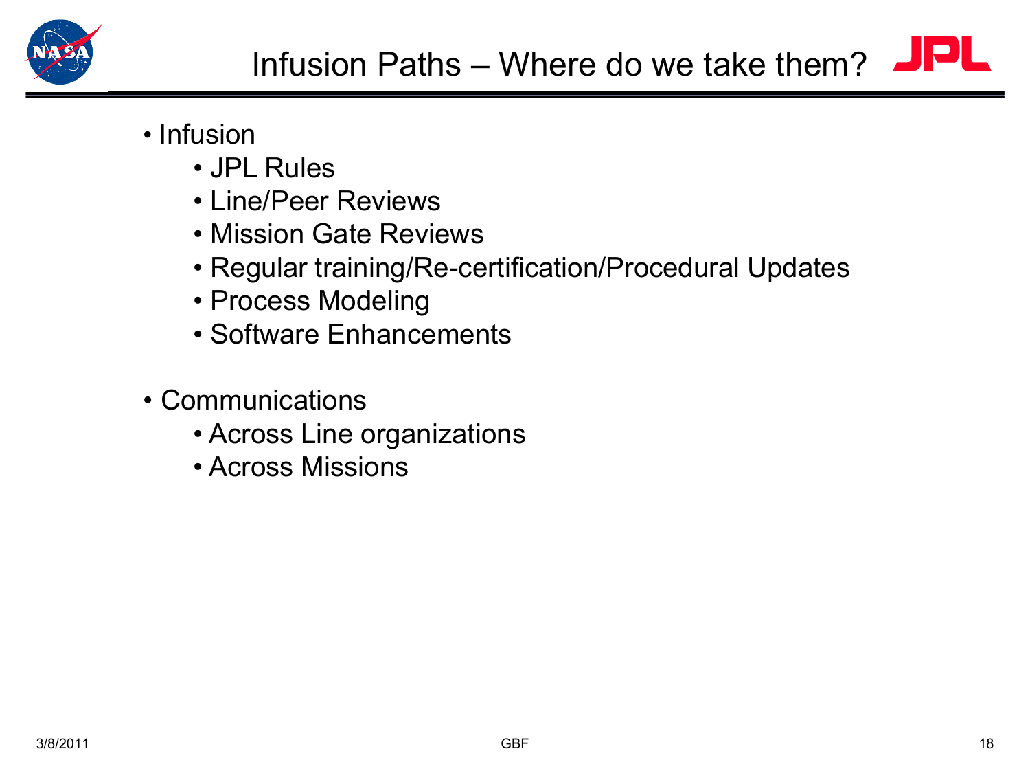# Infusion Paths – Where do we take them?

- Infusion
  - JPL Rules
  - Line/Peer Reviews
  - Mission Gate Reviews
  - Regular training/Re-certification/Procedural Updates
  - Process Modeling
  - Software Enhancements

- Communications
  - Across Line organizations
  - Across Missions